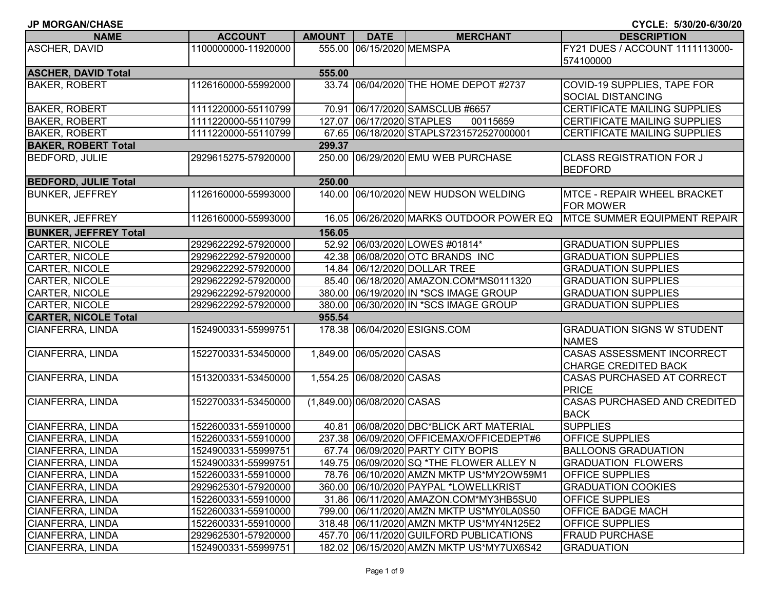**JP MORGAN/CHASE** **CYCLE: 5/30/20-6/30/20**

| NAME | ACCOUNT | AMOUNT | DATE | MERCHANT | DESCRIPTION |
|---|---|---|---|---|---|
| ASCHER, DAVID | 1100000000-11920000 | 555.00 | 06/15/2020 | MEMSPA | FY21 DUES / ACCOUNT 1111113000-574100000 |
| **ASCHER, DAVID Total** | | **555.00** | | | |
| BAKER, ROBERT | 1126160000-55992000 | 33.74 | 06/04/2020 | THE HOME DEPOT #2737 | COVID-19 SUPPLIES, TAPE FOR SOCIAL DISTANCING |
| BAKER, ROBERT | 1111220000-55110799 | 70.91 | 06/17/2020 | SAMSCLUB #6657 | CERTIFICATE MAILING SUPPLIES |
| BAKER, ROBERT | 1111220000-55110799 | 127.07 | 06/17/2020 | STAPLES 00115659 | CERTIFICATE MAILING SUPPLIES |
| BAKER, ROBERT | 1111220000-55110799 | 67.65 | 06/18/2020 | STAPLS7231572527000001 | CERTIFICATE MAILING SUPPLIES |
| **BAKER, ROBERT Total** | | **299.37** | | | |
| BEDFORD, JULIE | 2929615275-57920000 | 250.00 | 06/29/2020 | EMU WEB PURCHASE | CLASS REGISTRATION FOR J BEDFORD |
| **BEDFORD, JULIE Total** | | **250.00** | | | |
| BUNKER, JEFFREY | 1126160000-55993000 | 140.00 | 06/10/2020 | NEW HUDSON WELDING | MTCE - REPAIR WHEEL BRACKET FOR MOWER |
| BUNKER, JEFFREY | 1126160000-55993000 | 16.05 | 06/26/2020 | MARKS OUTDOOR POWER EQ | MTCE SUMMER EQUIPMENT REPAIR |
| **BUNKER, JEFFREY Total** | | **156.05** | | | |
| CARTER, NICOLE | 2929622292-57920000 | 52.92 | 06/03/2020 | LOWES #01814* | GRADUATION SUPPLIES |
| CARTER, NICOLE | 2929622292-57920000 | 42.38 | 06/08/2020 | OTC BRANDS INC | GRADUATION SUPPLIES |
| CARTER, NICOLE | 2929622292-57920000 | 14.84 | 06/12/2020 | DOLLAR TREE | GRADUATION SUPPLIES |
| CARTER, NICOLE | 2929622292-57920000 | 85.40 | 06/18/2020 | AMAZON.COM*MS0111320 | GRADUATION SUPPLIES |
| CARTER, NICOLE | 2929622292-57920000 | 380.00 | 06/19/2020 | IN *SCS IMAGE GROUP | GRADUATION SUPPLIES |
| CARTER, NICOLE | 2929622292-57920000 | 380.00 | 06/30/2020 | IN *SCS IMAGE GROUP | GRADUATION SUPPLIES |
| **CARTER, NICOLE Total** | | **955.54** | | | |
| CIANFERRA, LINDA | 1524900331-55999751 | 178.38 | 06/04/2020 | ESIGNS.COM | GRADUATION SIGNS W STUDENT NAMES |
| CIANFERRA, LINDA | 1522700331-53450000 | 1,849.00 | 06/05/2020 | CASAS | CASAS ASSESSMENT INCORRECT CHARGE CREDITED BACK |
| CIANFERRA, LINDA | 1513200331-53450000 | 1,554.25 | 06/08/2020 | CASAS | CASAS PURCHASED AT CORRECT PRICE |
| CIANFERRA, LINDA | 1522700331-53450000 | (1,849.00) | 06/08/2020 | CASAS | CASAS PURCHASED AND CREDITED BACK |
| CIANFERRA, LINDA | 1522600331-55910000 | 40.81 | 06/08/2020 | DBC*BLICK ART MATERIAL | SUPPLIES |
| CIANFERRA, LINDA | 1522600331-55910000 | 237.38 | 06/09/2020 | OFFICEMAX/OFFICEDEPT#6 | OFFICE SUPPLIES |
| CIANFERRA, LINDA | 1524900331-55999751 | 67.74 | 06/09/2020 | PARTY CITY BOPIS | BALLOONS GRADUATION |
| CIANFERRA, LINDA | 1524900331-55999751 | 149.75 | 06/09/2020 | SQ *THE FLOWER ALLEY N | GRADUATION FLOWERS |
| CIANFERRA, LINDA | 1522600331-55910000 | 78.76 | 06/10/2020 | AMZN MKTP US*MY2OW59M1 | OFFICE SUPPLIES |
| CIANFERRA, LINDA | 2929625301-57920000 | 360.00 | 06/10/2020 | PAYPAL *LOWELLKRIST | GRADUATION COOKIES |
| CIANFERRA, LINDA | 1522600331-55910000 | 31.86 | 06/11/2020 | AMAZON.COM*MY3HB5SU0 | OFFICE SUPPLIES |
| CIANFERRA, LINDA | 1522600331-55910000 | 799.00 | 06/11/2020 | AMZN MKTP US*MY0LA0S50 | OFFICE BADGE MACH |
| CIANFERRA, LINDA | 1522600331-55910000 | 318.48 | 06/11/2020 | AMZN MKTP US*MY4N125E2 | OFFICE SUPPLIES |
| CIANFERRA, LINDA | 2929625301-57920000 | 457.70 | 06/11/2020 | GUILFORD PUBLICATIONS | FRAUD PURCHASE |
| CIANFERRA, LINDA | 1524900331-55999751 | 182.02 | 06/15/2020 | AMZN MKTP US*MY7UX6S42 | GRADUATION |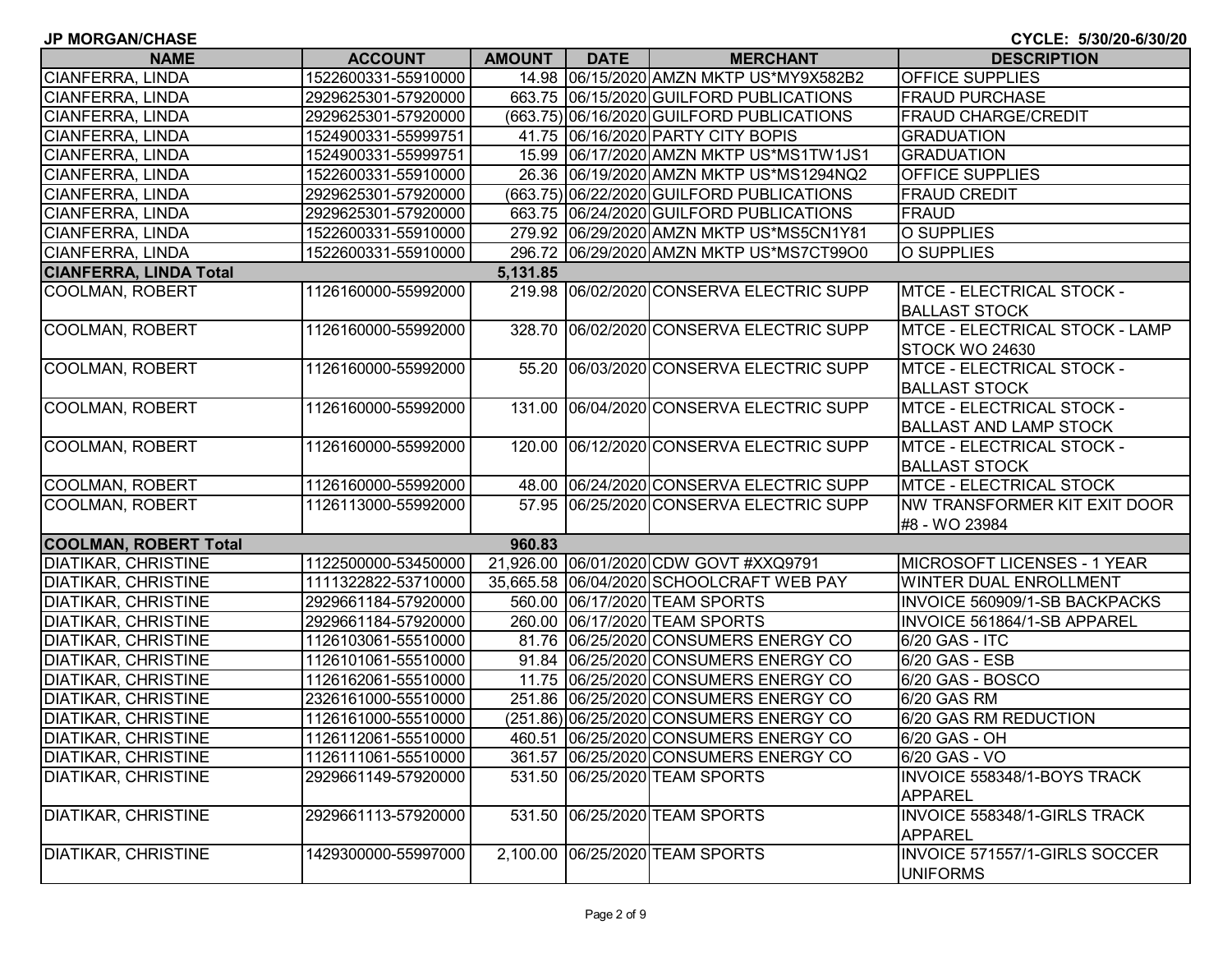**JP MORGAN/CHASE** CYCLE: 5/30/20-6/30/20

| NAME | ACCOUNT | AMOUNT | DATE | MERCHANT | DESCRIPTION |
|---|---|---|---|---|---|
| CIANFERRA, LINDA | 1522600331-55910000 | 14.98 | 06/15/2020 | AMZN MKTP US*MY9X582B2 | OFFICE SUPPLIES |
| CIANFERRA, LINDA | 2929625301-57920000 | 663.75 | 06/15/2020 | GUILFORD PUBLICATIONS | FRAUD PURCHASE |
| CIANFERRA, LINDA | 2929625301-57920000 | (663.75) | 06/16/2020 | GUILFORD PUBLICATIONS | FRAUD CHARGE/CREDIT |
| CIANFERRA, LINDA | 1524900331-55999751 | 41.75 | 06/16/2020 | PARTY CITY BOPIS | GRADUATION |
| CIANFERRA, LINDA | 1524900331-55999751 | 15.99 | 06/17/2020 | AMZN MKTP US*MS1TW1JS1 | GRADUATION |
| CIANFERRA, LINDA | 1522600331-55910000 | 26.36 | 06/19/2020 | AMZN MKTP US*MS1294NQ2 | OFFICE SUPPLIES |
| CIANFERRA, LINDA | 2929625301-57920000 | (663.75) | 06/22/2020 | GUILFORD PUBLICATIONS | FRAUD CREDIT |
| CIANFERRA, LINDA | 2929625301-57920000 | 663.75 | 06/24/2020 | GUILFORD PUBLICATIONS | FRAUD |
| CIANFERRA, LINDA | 1522600331-55910000 | 279.92 | 06/29/2020 | AMZN MKTP US*MS5CN1Y81 | O SUPPLIES |
| CIANFERRA, LINDA | 1522600331-55910000 | 296.72 | 06/29/2020 | AMZN MKTP US*MS7CT99O0 | O SUPPLIES |
| **CIANFERRA, LINDA Total** | | **5,131.85** | | | |
| COOLMAN, ROBERT | 1126160000-55992000 | 219.98 | 06/02/2020 | CONSERVA ELECTRIC SUPP | MTCE - ELECTRICAL STOCK - BALLAST STOCK |
| COOLMAN, ROBERT | 1126160000-55992000 | 328.70 | 06/02/2020 | CONSERVA ELECTRIC SUPP | MTCE - ELECTRICAL STOCK - LAMP STOCK WO 24630 |
| COOLMAN, ROBERT | 1126160000-55992000 | 55.20 | 06/03/2020 | CONSERVA ELECTRIC SUPP | MTCE - ELECTRICAL STOCK - BALLAST STOCK |
| COOLMAN, ROBERT | 1126160000-55992000 | 131.00 | 06/04/2020 | CONSERVA ELECTRIC SUPP | MTCE - ELECTRICAL STOCK - BALLAST AND LAMP STOCK |
| COOLMAN, ROBERT | 1126160000-55992000 | 120.00 | 06/12/2020 | CONSERVA ELECTRIC SUPP | MTCE - ELECTRICAL STOCK - BALLAST STOCK |
| COOLMAN, ROBERT | 1126160000-55992000 | 48.00 | 06/24/2020 | CONSERVA ELECTRIC SUPP | MTCE - ELECTRICAL STOCK |
| COOLMAN, ROBERT | 1126113000-55992000 | 57.95 | 06/25/2020 | CONSERVA ELECTRIC SUPP | NW TRANSFORMER KIT EXIT DOOR #8 - WO 23984 |
| **COOLMAN, ROBERT Total** | | **960.83** | | | |
| DIATIKAR, CHRISTINE | 1122500000-53450000 | 21,926.00 | 06/01/2020 | CDW GOVT #XXQ9791 | MICROSOFT LICENSES - 1 YEAR |
| DIATIKAR, CHRISTINE | 1111322822-53710000 | 35,665.58 | 06/04/2020 | SCHOOLCRAFT WEB PAY | WINTER DUAL ENROLLMENT |
| DIATIKAR, CHRISTINE | 2929661184-57920000 | 560.00 | 06/17/2020 | TEAM SPORTS | INVOICE 560909/1-SB BACKPACKS |
| DIATIKAR, CHRISTINE | 2929661184-57920000 | 260.00 | 06/17/2020 | TEAM SPORTS | INVOICE 561864/1-SB APPAREL |
| DIATIKAR, CHRISTINE | 1126103061-55510000 | 81.76 | 06/25/2020 | CONSUMERS ENERGY CO | 6/20 GAS - ITC |
| DIATIKAR, CHRISTINE | 1126101061-55510000 | 91.84 | 06/25/2020 | CONSUMERS ENERGY CO | 6/20 GAS - ESB |
| DIATIKAR, CHRISTINE | 1126162061-55510000 | 11.75 | 06/25/2020 | CONSUMERS ENERGY CO | 6/20 GAS - BOSCO |
| DIATIKAR, CHRISTINE | 2326161000-55510000 | 251.86 | 06/25/2020 | CONSUMERS ENERGY CO | 6/20 GAS RM |
| DIATIKAR, CHRISTINE | 1126161000-55510000 | (251.86) | 06/25/2020 | CONSUMERS ENERGY CO | 6/20 GAS RM REDUCTION |
| DIATIKAR, CHRISTINE | 1126112061-55510000 | 460.51 | 06/25/2020 | CONSUMERS ENERGY CO | 6/20 GAS - OH |
| DIATIKAR, CHRISTINE | 1126111061-55510000 | 361.57 | 06/25/2020 | CONSUMERS ENERGY CO | 6/20 GAS - VO |
| DIATIKAR, CHRISTINE | 2929661149-57920000 | 531.50 | 06/25/2020 | TEAM SPORTS | INVOICE 558348/1-BOYS TRACK APPAREL |
| DIATIKAR, CHRISTINE | 2929661113-57920000 | 531.50 | 06/25/2020 | TEAM SPORTS | INVOICE 558348/1-GIRLS TRACK APPAREL |
| DIATIKAR, CHRISTINE | 1429300000-55997000 | 2,100.00 | 06/25/2020 | TEAM SPORTS | INVOICE 571557/1-GIRLS SOCCER UNIFORMS |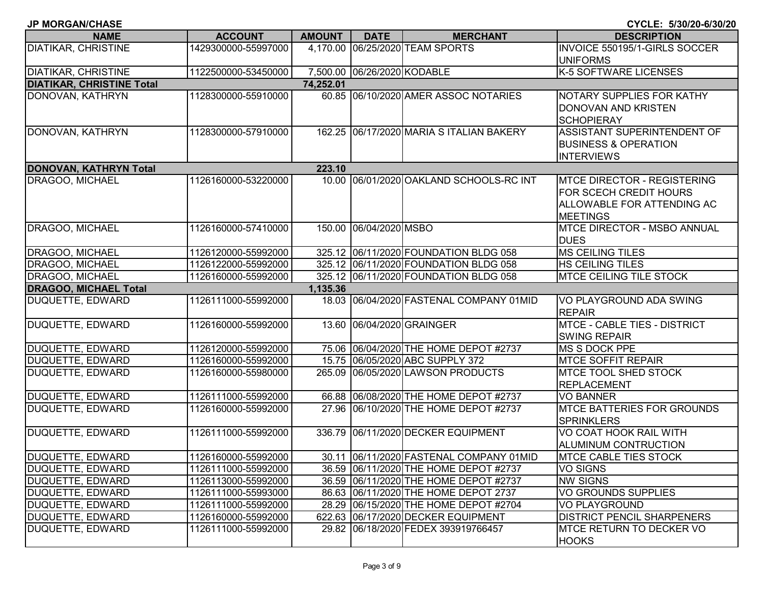| NAME | ACCOUNT | AMOUNT | DATE | MERCHANT | DESCRIPTION |
|---|---|---|---|---|---|
| DIATIKAR, CHRISTINE | 1429300000-55997000 | 4,170.00 | 06/25/2020 | TEAM SPORTS | INVOICE 550195/1-GIRLS SOCCER UNIFORMS |
| DIATIKAR, CHRISTINE | 1122500000-53450000 | 7,500.00 | 06/26/2020 | KODABLE | K-5 SOFTWARE LICENSES |
| **DIATIKAR, CHRISTINE Total** | | **74,252.01** | | | |
| DONOVAN, KATHRYN | 1128300000-55910000 | 60.85 | 06/10/2020 | AMER ASSOC NOTARIES | NOTARY SUPPLIES FOR KATHY DONOVAN AND KRISTEN SCHOPIERAY |
| DONOVAN, KATHRYN | 1128300000-57910000 | 162.25 | 06/17/2020 | MARIA S ITALIAN BAKERY | ASSISTANT SUPERINTENDENT OF BUSINESS & OPERATION INTERVIEWS |
| **DONOVAN, KATHRYN Total** | | **223.10** | | | |
| DRAGOO, MICHAEL | 1126160000-53220000 | 10.00 | 06/01/2020 | OAKLAND SCHOOLS-RC INT | MTCE DIRECTOR - REGISTERING FOR SCECH CREDIT HOURS ALLOWABLE FOR ATTENDING AC MEETINGS |
| DRAGOO, MICHAEL | 1126160000-57410000 | 150.00 | 06/04/2020 | MSBO | MTCE DIRECTOR - MSBO ANNUAL DUES |
| DRAGOO, MICHAEL | 1126120000-55992000 | 325.12 | 06/11/2020 | FOUNDATION BLDG 058 | MS CEILING TILES |
| DRAGOO, MICHAEL | 1126122000-55992000 | 325.12 | 06/11/2020 | FOUNDATION BLDG 058 | HS CEILING TILES |
| DRAGOO, MICHAEL | 1126160000-55992000 | 325.12 | 06/11/2020 | FOUNDATION BLDG 058 | MTCE CEILING TILE STOCK |
| **DRAGOO, MICHAEL Total** | | **1,135.36** | | | |
| DUQUETTE, EDWARD | 1126111000-55992000 | 18.03 | 06/04/2020 | FASTENAL COMPANY 01MID | VO PLAYGROUND ADA SWING REPAIR |
| DUQUETTE, EDWARD | 1126160000-55992000 | 13.60 | 06/04/2020 | GRAINGER | MTCE - CABLE TIES - DISTRICT SWING REPAIR |
| DUQUETTE, EDWARD | 1126120000-55992000 | 75.06 | 06/04/2020 | THE HOME DEPOT #2737 | MS S DOCK PPE |
| DUQUETTE, EDWARD | 1126160000-55992000 | 15.75 | 06/05/2020 | ABC SUPPLY 372 | MTCE SOFFIT REPAIR |
| DUQUETTE, EDWARD | 1126160000-55980000 | 265.09 | 06/05/2020 | LAWSON PRODUCTS | MTCE TOOL SHED STOCK REPLACEMENT |
| DUQUETTE, EDWARD | 1126111000-55992000 | 66.88 | 06/08/2020 | THE HOME DEPOT #2737 | VO BANNER |
| DUQUETTE, EDWARD | 1126160000-55992000 | 27.96 | 06/10/2020 | THE HOME DEPOT #2737 | MTCE BATTERIES FOR GROUNDS SPRINKLERS |
| DUQUETTE, EDWARD | 1126111000-55992000 | 336.79 | 06/11/2020 | DECKER EQUIPMENT | VO COAT HOOK RAIL WITH ALUMINUM CONTRUCTION |
| DUQUETTE, EDWARD | 1126160000-55992000 | 30.11 | 06/11/2020 | FASTENAL COMPANY 01MID | MTCE CABLE TIES STOCK |
| DUQUETTE, EDWARD | 1126111000-55992000 | 36.59 | 06/11/2020 | THE HOME DEPOT #2737 | VO SIGNS |
| DUQUETTE, EDWARD | 1126113000-55992000 | 36.59 | 06/11/2020 | THE HOME DEPOT #2737 | NW SIGNS |
| DUQUETTE, EDWARD | 1126111000-55993000 | 86.63 | 06/11/2020 | THE HOME DEPOT 2737 | VO GROUNDS SUPPLIES |
| DUQUETTE, EDWARD | 1126111000-55992000 | 28.29 | 06/15/2020 | THE HOME DEPOT #2704 | VO PLAYGROUND |
| DUQUETTE, EDWARD | 1126160000-55992000 | 622.63 | 06/17/2020 | DECKER EQUIPMENT | DISTRICT PENCIL SHARPENERS |
| DUQUETTE, EDWARD | 1126111000-55992000 | 29.82 | 06/18/2020 | FEDEX 393919766457 | MTCE RETURN TO DECKER VO HOOKS |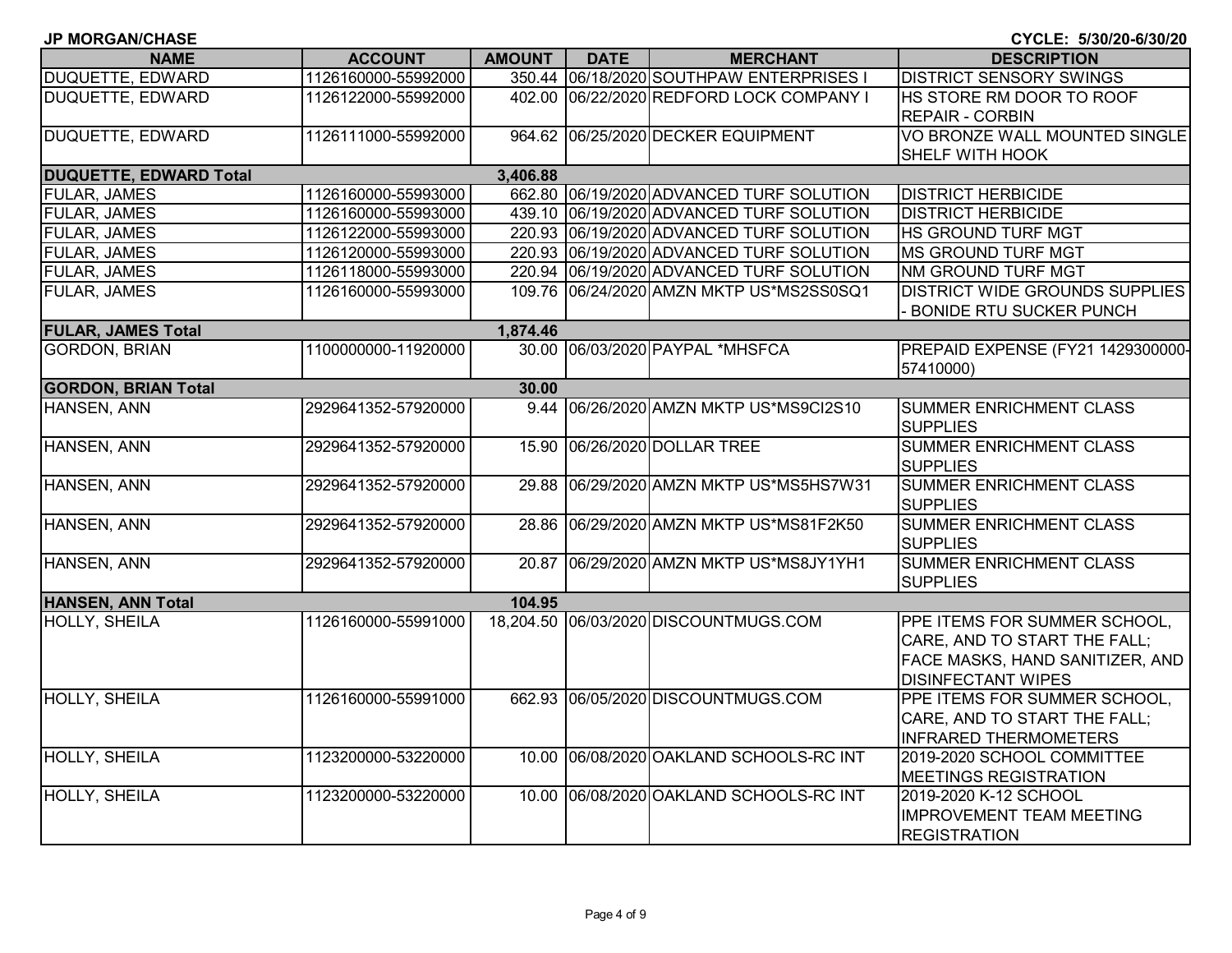**JP MORGAN/CHASE** **CYCLE: 5/30/20-6/30/20**

| NAME | ACCOUNT | AMOUNT | DATE | MERCHANT | DESCRIPTION |
|---|---|---|---|---|---|
| DUQUETTE, EDWARD | 1126160000-55992000 | 350.44 | 06/18/2020 | SOUTHPAW ENTERPRISES I | DISTRICT SENSORY SWINGS |
| DUQUETTE, EDWARD | 1126122000-55992000 | 402.00 | 06/22/2020 | REDFORD LOCK COMPANY I | HS STORE RM DOOR TO ROOF REPAIR - CORBIN |
| DUQUETTE, EDWARD | 1126111000-55992000 | 964.62 | 06/25/2020 | DECKER EQUIPMENT | VO BRONZE WALL MOUNTED SINGLE SHELF WITH HOOK |
| **DUQUETTE, EDWARD Total** | | **3,406.88** | | | |
| FULAR, JAMES | 1126160000-55993000 | 662.80 | 06/19/2020 | ADVANCED TURF SOLUTION | DISTRICT HERBICIDE |
| FULAR, JAMES | 1126160000-55993000 | 439.10 | 06/19/2020 | ADVANCED TURF SOLUTION | DISTRICT HERBICIDE |
| FULAR, JAMES | 1126122000-55993000 | 220.93 | 06/19/2020 | ADVANCED TURF SOLUTION | HS GROUND TURF MGT |
| FULAR, JAMES | 1126120000-55993000 | 220.93 | 06/19/2020 | ADVANCED TURF SOLUTION | MS GROUND TURF MGT |
| FULAR, JAMES | 1126118000-55993000 | 220.94 | 06/19/2020 | ADVANCED TURF SOLUTION | NM GROUND TURF MGT |
| FULAR, JAMES | 1126160000-55993000 | 109.76 | 06/24/2020 | AMZN MKTP US*MS2SS0SQ1 | DISTRICT WIDE GROUNDS SUPPLIES - BONIDE RTU SUCKER PUNCH |
| **FULAR, JAMES Total** | | **1,874.46** | | | |
| GORDON, BRIAN | 1100000000-11920000 | 30.00 | 06/03/2020 | PAYPAL *MHSFCA | PREPAID EXPENSE (FY21 1429300000-57410000) |
| **GORDON, BRIAN Total** | | **30.00** | | | |
| HANSEN, ANN | 2929641352-57920000 | 9.44 | 06/26/2020 | AMZN MKTP US*MS9CI2S10 | SUMMER ENRICHMENT CLASS SUPPLIES |
| HANSEN, ANN | 2929641352-57920000 | 15.90 | 06/26/2020 | DOLLAR TREE | SUMMER ENRICHMENT CLASS SUPPLIES |
| HANSEN, ANN | 2929641352-57920000 | 29.88 | 06/29/2020 | AMZN MKTP US*MS5HS7W31 | SUMMER ENRICHMENT CLASS SUPPLIES |
| HANSEN, ANN | 2929641352-57920000 | 28.86 | 06/29/2020 | AMZN MKTP US*MS81F2K50 | SUMMER ENRICHMENT CLASS SUPPLIES |
| HANSEN, ANN | 2929641352-57920000 | 20.87 | 06/29/2020 | AMZN MKTP US*MS8JY1YH1 | SUMMER ENRICHMENT CLASS SUPPLIES |
| **HANSEN, ANN Total** | | **104.95** | | | |
| HOLLY, SHEILA | 1126160000-55991000 | 18,204.50 | 06/03/2020 | DISCOUNTMUGS.COM | PPE ITEMS FOR SUMMER SCHOOL, CARE, AND TO START THE FALL; FACE MASKS, HAND SANITIZER, AND DISINFECTANT WIPES |
| HOLLY, SHEILA | 1126160000-55991000 | 662.93 | 06/05/2020 | DISCOUNTMUGS.COM | PPE ITEMS FOR SUMMER SCHOOL, CARE, AND TO START THE FALL; INFRARED THERMOMETERS |
| HOLLY, SHEILA | 1123200000-53220000 | 10.00 | 06/08/2020 | OAKLAND SCHOOLS-RC INT | 2019-2020 SCHOOL COMMITTEE MEETINGS REGISTRATION |
| HOLLY, SHEILA | 1123200000-53220000 | 10.00 | 06/08/2020 | OAKLAND SCHOOLS-RC INT | 2019-2020 K-12 SCHOOL IMPROVEMENT TEAM MEETING REGISTRATION |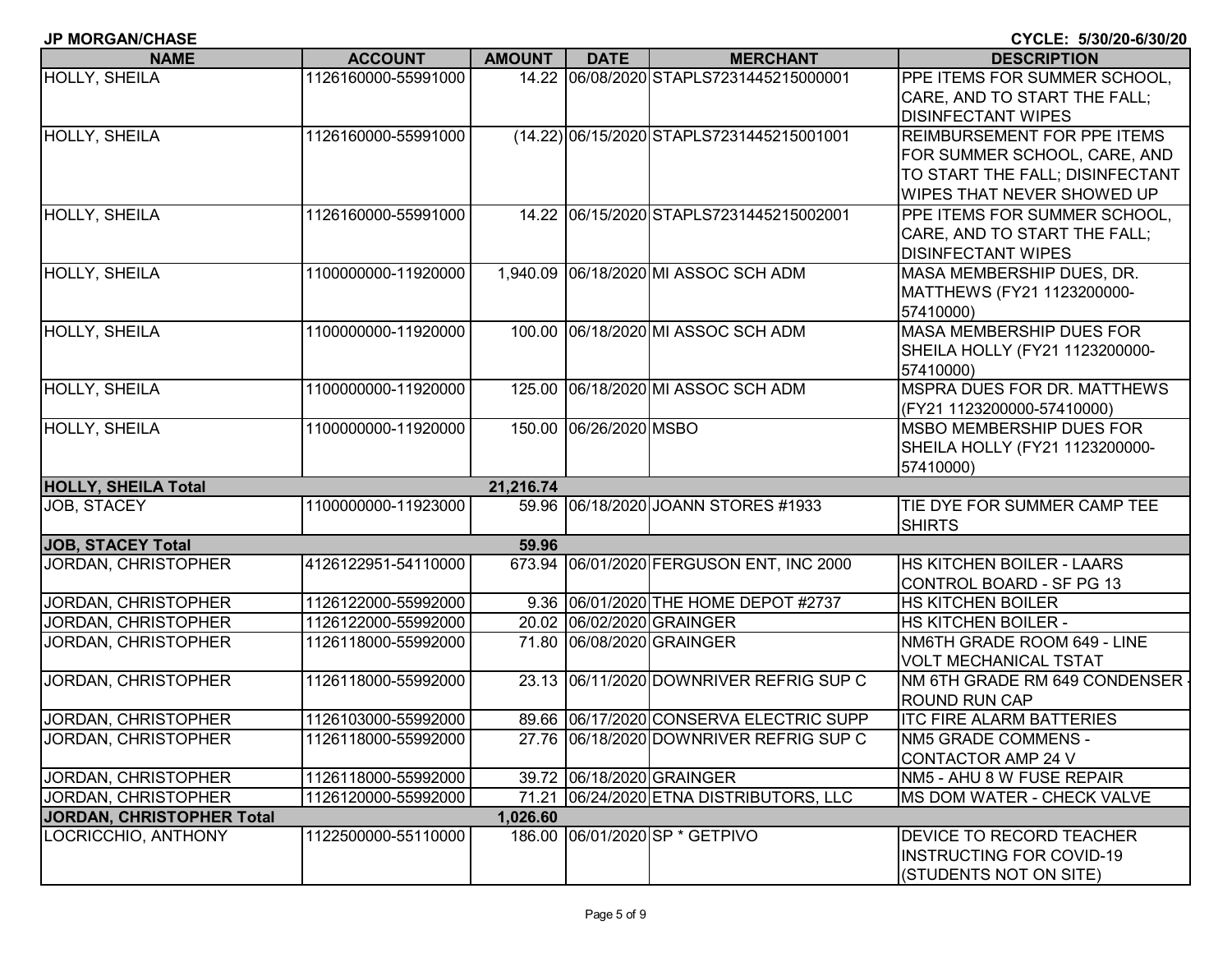JP MORGAN/CHASE

CYCLE: 5/30/20-6/30/20

| NAME | ACCOUNT | AMOUNT | DATE | MERCHANT | DESCRIPTION |
|---|---|---|---|---|---|
| HOLLY, SHEILA | 1126160000-55991000 | 14.22 | 06/08/2020 | STAPLS7231445215000001 | PPE ITEMS FOR SUMMER SCHOOL, CARE, AND TO START THE FALL; DISINFECTANT WIPES |
| HOLLY, SHEILA | 1126160000-55991000 | (14.22) | 06/15/2020 | STAPLS7231445215001001 | REIMBURSEMENT FOR PPE ITEMS FOR SUMMER SCHOOL, CARE, AND TO START THE FALL; DISINFECTANT WIPES THAT NEVER SHOWED UP |
| HOLLY, SHEILA | 1126160000-55991000 | 14.22 | 06/15/2020 | STAPLS7231445215002001 | PPE ITEMS FOR SUMMER SCHOOL, CARE, AND TO START THE FALL; DISINFECTANT WIPES |
| HOLLY, SHEILA | 1100000000-11920000 | 1,940.09 | 06/18/2020 | MI ASSOC SCH ADM | MASA MEMBERSHIP DUES, DR. MATTHEWS (FY21 1123200000-57410000) |
| HOLLY, SHEILA | 1100000000-11920000 | 100.00 | 06/18/2020 | MI ASSOC SCH ADM | MASA MEMBERSHIP DUES FOR SHEILA HOLLY (FY21 1123200000-57410000) |
| HOLLY, SHEILA | 1100000000-11920000 | 125.00 | 06/18/2020 | MI ASSOC SCH ADM | MSPRA DUES FOR DR. MATTHEWS (FY21 1123200000-57410000) |
| HOLLY, SHEILA | 1100000000-11920000 | 150.00 | 06/26/2020 | MSBO | MSBO MEMBERSHIP DUES FOR SHEILA HOLLY (FY21 1123200000-57410000) |
| **HOLLY, SHEILA Total** | | **21,216.74** | | | |
| JOB, STACEY | 1100000000-11923000 | 59.96 | 06/18/2020 | JOANN STORES #1933 | TIE DYE FOR SUMMER CAMP TEE SHIRTS |
| **JOB, STACEY Total** | | **59.96** | | | |
| JORDAN, CHRISTOPHER | 4126122951-54110000 | 673.94 | 06/01/2020 | FERGUSON ENT, INC 2000 | HS KITCHEN BOILER - LAARS CONTROL BOARD - SF PG 13 |
| JORDAN, CHRISTOPHER | 1126122000-55992000 | 9.36 | 06/01/2020 | THE HOME DEPOT #2737 | HS KITCHEN BOILER |
| JORDAN, CHRISTOPHER | 1126122000-55992000 | 20.02 | 06/02/2020 | GRAINGER | HS KITCHEN BOILER - |
| JORDAN, CHRISTOPHER | 1126118000-55992000 | 71.80 | 06/08/2020 | GRAINGER | NM6TH GRADE ROOM 649 - LINE VOLT MECHANICAL TSTAT |
| JORDAN, CHRISTOPHER | 1126118000-55992000 | 23.13 | 06/11/2020 | DOWNRIVER REFRIG SUP C | NM 6TH GRADE RM 649 CONDENSER - ROUND RUN CAP |
| JORDAN, CHRISTOPHER | 1126103000-55992000 | 89.66 | 06/17/2020 | CONSERVA ELECTRIC SUPP | ITC FIRE ALARM BATTERIES |
| JORDAN, CHRISTOPHER | 1126118000-55992000 | 27.76 | 06/18/2020 | DOWNRIVER REFRIG SUP C | NM5 GRADE COMMENS - CONTACTOR AMP 24 V |
| JORDAN, CHRISTOPHER | 1126118000-55992000 | 39.72 | 06/18/2020 | GRAINGER | NM5 - AHU 8 W FUSE REPAIR |
| JORDAN, CHRISTOPHER | 1126120000-55992000 | 71.21 | 06/24/2020 | ETNA DISTRIBUTORS, LLC | MS DOM WATER - CHECK VALVE |
| **JORDAN, CHRISTOPHER Total** | | **1,026.60** | | | |
| LOCRICCHIO, ANTHONY | 1122500000-55110000 | 186.00 | 06/01/2020 | SP * GETPIVO | DEVICE TO RECORD TEACHER INSTRUCTING FOR COVID-19 (STUDENTS NOT ON SITE) |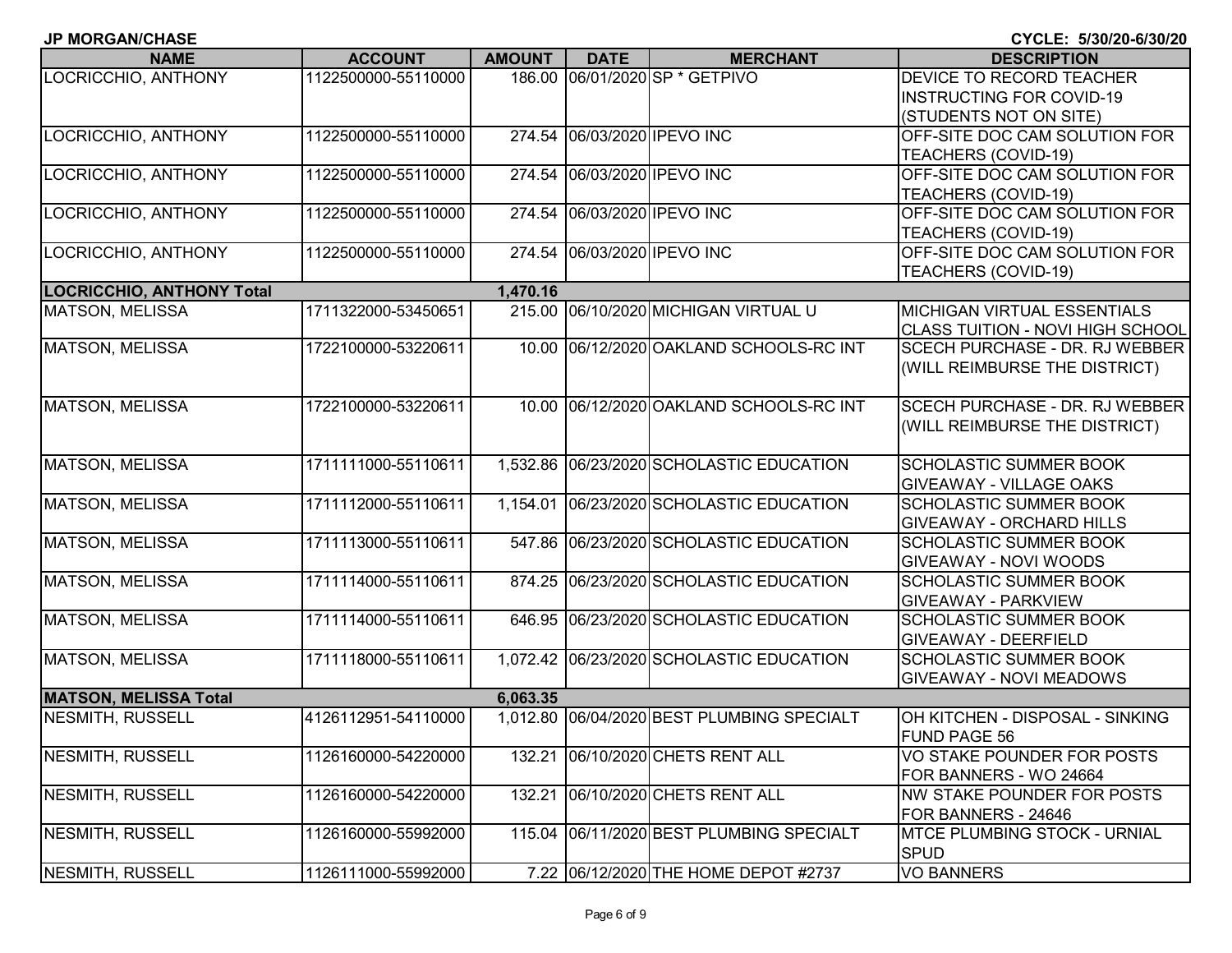**JP MORGAN/CHASE** **CYCLE: 5/30/20-6/30/20**

| NAME | ACCOUNT | AMOUNT | DATE | MERCHANT | DESCRIPTION |
| --- | --- | --- | --- | --- | --- |
| LOCRICCHIO, ANTHONY | 1122500000-55110000 | 186.00 | 06/01/2020 | SP * GETPIVO | DEVICE TO RECORD TEACHER INSTRUCTING FOR COVID-19 (STUDENTS NOT ON SITE) |
| LOCRICCHIO, ANTHONY | 1122500000-55110000 | 274.54 | 06/03/2020 | IPEVO INC | OFF-SITE DOC CAM SOLUTION FOR TEACHERS (COVID-19) |
| LOCRICCHIO, ANTHONY | 1122500000-55110000 | 274.54 | 06/03/2020 | IPEVO INC | OFF-SITE DOC CAM SOLUTION FOR TEACHERS (COVID-19) |
| LOCRICCHIO, ANTHONY | 1122500000-55110000 | 274.54 | 06/03/2020 | IPEVO INC | OFF-SITE DOC CAM SOLUTION FOR TEACHERS (COVID-19) |
| LOCRICCHIO, ANTHONY | 1122500000-55110000 | 274.54 | 06/03/2020 | IPEVO INC | OFF-SITE DOC CAM SOLUTION FOR TEACHERS (COVID-19) |
| **LOCRICCHIO, ANTHONY Total** | | **1,470.16** | | | |
| MATSON, MELISSA | 1711322000-53450651 | 215.00 | 06/10/2020 | MICHIGAN VIRTUAL U | MICHIGAN VIRTUAL ESSENTIALS CLASS TUITION - NOVI HIGH SCHOOL |
| MATSON, MELISSA | 1722100000-53220611 | 10.00 | 06/12/2020 | OAKLAND SCHOOLS-RC INT | SCECH PURCHASE - DR. RJ WEBBER (WILL REIMBURSE THE DISTRICT) |
| MATSON, MELISSA | 1722100000-53220611 | 10.00 | 06/12/2020 | OAKLAND SCHOOLS-RC INT | SCECH PURCHASE - DR. RJ WEBBER (WILL REIMBURSE THE DISTRICT) |
| MATSON, MELISSA | 1711111000-55110611 | 1,532.86 | 06/23/2020 | SCHOLASTIC EDUCATION | SCHOLASTIC SUMMER BOOK GIVEAWAY - VILLAGE OAKS |
| MATSON, MELISSA | 1711112000-55110611 | 1,154.01 | 06/23/2020 | SCHOLASTIC EDUCATION | SCHOLASTIC SUMMER BOOK GIVEAWAY - ORCHARD HILLS |
| MATSON, MELISSA | 1711113000-55110611 | 547.86 | 06/23/2020 | SCHOLASTIC EDUCATION | SCHOLASTIC SUMMER BOOK GIVEAWAY - NOVI WOODS |
| MATSON, MELISSA | 1711114000-55110611 | 874.25 | 06/23/2020 | SCHOLASTIC EDUCATION | SCHOLASTIC SUMMER BOOK GIVEAWAY - PARKVIEW |
| MATSON, MELISSA | 1711114000-55110611 | 646.95 | 06/23/2020 | SCHOLASTIC EDUCATION | SCHOLASTIC SUMMER BOOK GIVEAWAY - DEERFIELD |
| MATSON, MELISSA | 1711118000-55110611 | 1,072.42 | 06/23/2020 | SCHOLASTIC EDUCATION | SCHOLASTIC SUMMER BOOK GIVEAWAY - NOVI MEADOWS |
| **MATSON, MELISSA Total** | | **6,063.35** | | | |
| NESMITH, RUSSELL | 4126112951-54110000 | 1,012.80 | 06/04/2020 | BEST PLUMBING SPECIALT | OH KITCHEN - DISPOSAL - SINKING FUND PAGE 56 |
| NESMITH, RUSSELL | 1126160000-54220000 | 132.21 | 06/10/2020 | CHETS RENT ALL | VO STAKE POUNDER FOR POSTS FOR BANNERS - WO 24664 |
| NESMITH, RUSSELL | 1126160000-54220000 | 132.21 | 06/10/2020 | CHETS RENT ALL | NW STAKE POUNDER FOR POSTS FOR BANNERS - 24646 |
| NESMITH, RUSSELL | 1126160000-55992000 | 115.04 | 06/11/2020 | BEST PLUMBING SPECIALT | MTCE PLUMBING STOCK - URNIAL SPUD |
| NESMITH, RUSSELL | 1126111000-55992000 | 7.22 | 06/12/2020 | THE HOME DEPOT #2737 | VO BANNERS |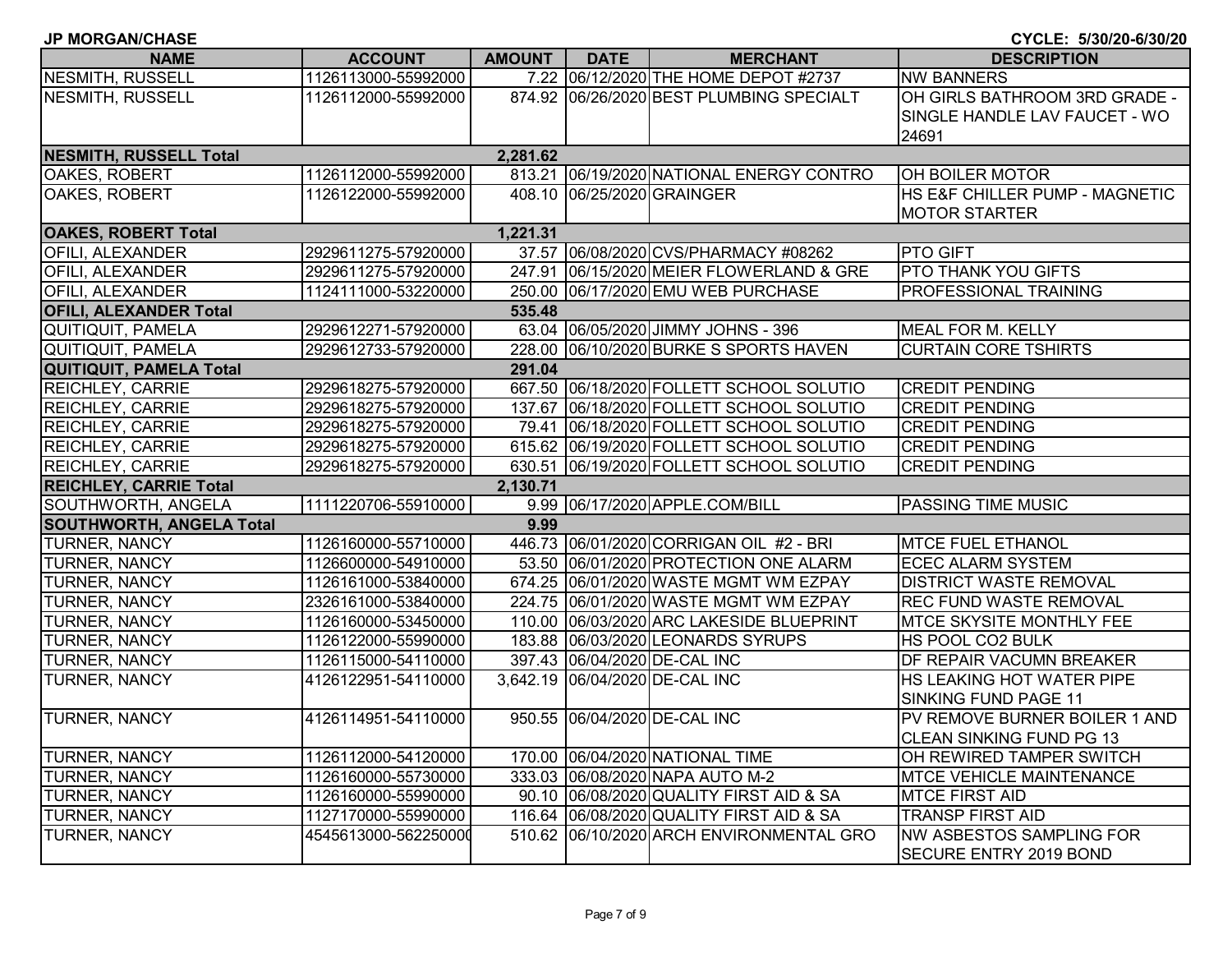JP MORGAN/CHASE

CYCLE: 5/30/20-6/30/20

| NAME | ACCOUNT | AMOUNT | DATE | MERCHANT | DESCRIPTION |
|---|---|---|---|---|---|
| NESMITH, RUSSELL | 1126113000-55992000 | 7.22 | 06/12/2020 | THE HOME DEPOT #2737 | NW BANNERS |
| NESMITH, RUSSELL | 1126112000-55992000 | 874.92 | 06/26/2020 | BEST PLUMBING SPECIALT | OH GIRLS BATHROOM 3RD GRADE - SINGLE HANDLE LAV FAUCET - WO 24691 |
| **NESMITH, RUSSELL Total** | | **2,281.62** | | | |
| OAKES, ROBERT | 1126112000-55992000 | 813.21 | 06/19/2020 | NATIONAL ENERGY CONTRO | OH BOILER MOTOR |
| OAKES, ROBERT | 1126122000-55992000 | 408.10 | 06/25/2020 | GRAINGER | HS E&F CHILLER PUMP - MAGNETIC MOTOR STARTER |
| **OAKES, ROBERT Total** | | **1,221.31** | | | |
| OFILI, ALEXANDER | 2929611275-57920000 | 37.57 | 06/08/2020 | CVS/PHARMACY #08262 | PTO GIFT |
| OFILI, ALEXANDER | 2929611275-57920000 | 247.91 | 06/15/2020 | MEIER FLOWERLAND & GRE | PTO THANK YOU GIFTS |
| OFILI, ALEXANDER | 1124111000-53220000 | 250.00 | 06/17/2020 | EMU WEB PURCHASE | PROFESSIONAL TRAINING |
| **OFILI, ALEXANDER Total** | | **535.48** | | | |
| QUITIQUIT, PAMELA | 2929612271-57920000 | 63.04 | 06/05/2020 | JIMMY JOHNS - 396 | MEAL FOR M. KELLY |
| QUITIQUIT, PAMELA | 2929612733-57920000 | 228.00 | 06/10/2020 | BURKE S SPORTS HAVEN | CURTAIN CORE TSHIRTS |
| **QUITIQUIT, PAMELA Total** | | **291.04** | | | |
| REICHLEY, CARRIE | 2929618275-57920000 | 667.50 | 06/18/2020 | FOLLETT SCHOOL SOLUTIO | CREDIT PENDING |
| REICHLEY, CARRIE | 2929618275-57920000 | 137.67 | 06/18/2020 | FOLLETT SCHOOL SOLUTIO | CREDIT PENDING |
| REICHLEY, CARRIE | 2929618275-57920000 | 79.41 | 06/18/2020 | FOLLETT SCHOOL SOLUTIO | CREDIT PENDING |
| REICHLEY, CARRIE | 2929618275-57920000 | 615.62 | 06/19/2020 | FOLLETT SCHOOL SOLUTIO | CREDIT PENDING |
| REICHLEY, CARRIE | 2929618275-57920000 | 630.51 | 06/19/2020 | FOLLETT SCHOOL SOLUTIO | CREDIT PENDING |
| **REICHLEY, CARRIE Total** | | **2,130.71** | | | |
| SOUTHWORTH, ANGELA | 1111220706-55910000 | 9.99 | 06/17/2020 | APPLE.COM/BILL | PASSING TIME MUSIC |
| **SOUTHWORTH, ANGELA Total** | | **9.99** | | | |
| TURNER, NANCY | 1126160000-55710000 | 446.73 | 06/01/2020 | CORRIGAN OIL #2 - BRI | MTCE FUEL ETHANOL |
| TURNER, NANCY | 1126600000-54910000 | 53.50 | 06/01/2020 | PROTECTION ONE ALARM | ECEC ALARM SYSTEM |
| TURNER, NANCY | 1126161000-53840000 | 674.25 | 06/01/2020 | WASTE MGMT WM EZPAY | DISTRICT WASTE REMOVAL |
| TURNER, NANCY | 2326161000-53840000 | 224.75 | 06/01/2020 | WASTE MGMT WM EZPAY | REC FUND WASTE REMOVAL |
| TURNER, NANCY | 1126160000-53450000 | 110.00 | 06/03/2020 | ARC LAKESIDE BLUEPRINT | MTCE SKYSITE MONTHLY FEE |
| TURNER, NANCY | 1126122000-55990000 | 183.88 | 06/03/2020 | LEONARDS SYRUPS | HS POOL CO2 BULK |
| TURNER, NANCY | 1126115000-54110000 | 397.43 | 06/04/2020 | DE-CAL INC | DF REPAIR VACUMN BREAKER |
| TURNER, NANCY | 4126122951-54110000 | 3,642.19 | 06/04/2020 | DE-CAL INC | HS LEAKING HOT WATER PIPE SINKING FUND PAGE 11 |
| TURNER, NANCY | 4126114951-54110000 | 950.55 | 06/04/2020 | DE-CAL INC | PV REMOVE BURNER BOILER 1 AND CLEAN SINKING FUND PG 13 |
| TURNER, NANCY | 1126112000-54120000 | 170.00 | 06/04/2020 | NATIONAL TIME | OH REWIRED TAMPER SWITCH |
| TURNER, NANCY | 1126160000-55730000 | 333.03 | 06/08/2020 | NAPA AUTO M-2 | MTCE VEHICLE MAINTENANCE |
| TURNER, NANCY | 1126160000-55990000 | 90.10 | 06/08/2020 | QUALITY FIRST AID & SA | MTCE FIRST AID |
| TURNER, NANCY | 1127170000-55990000 | 116.64 | 06/08/2020 | QUALITY FIRST AID & SA | TRANSP FIRST AID |
| TURNER, NANCY | 4545613000-56225000 | 510.62 | 06/10/2020 | ARCH ENVIRONMENTAL GRO | NW ASBESTOS SAMPLING FOR SECURE ENTRY 2019 BOND |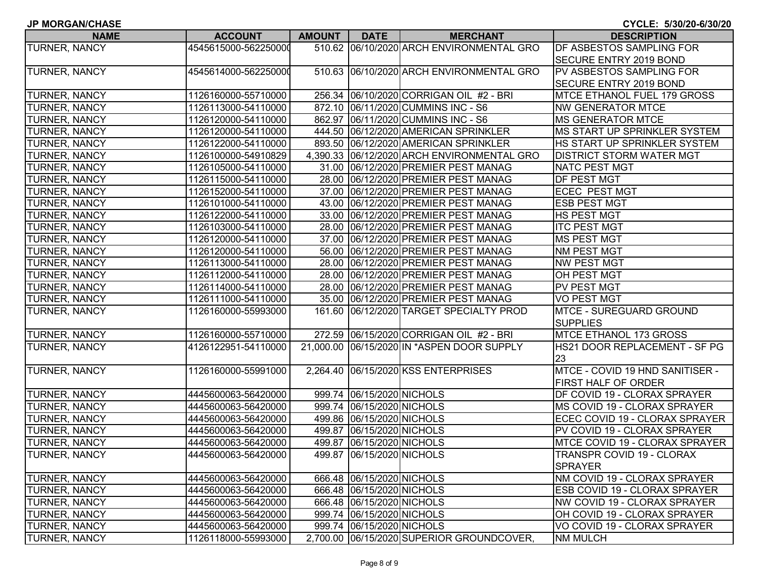JP MORGAN/CHASE CYCLE: 5/30/20-6/30/20

| NAME | ACCOUNT | AMOUNT | DATE | MERCHANT | DESCRIPTION |
|---|---|---|---|---|---|
| TURNER, NANCY | 4545615000-562250000 | 510.62 | 06/10/2020 | ARCH ENVIRONMENTAL GRO | DF ASBESTOS SAMPLING FOR SECURE ENTRY 2019 BOND |
| TURNER, NANCY | 4545614000-562250000 | 510.63 | 06/10/2020 | ARCH ENVIRONMENTAL GRO | PV ASBESTOS SAMPLING FOR SECURE ENTRY 2019 BOND |
| TURNER, NANCY | 1126160000-55710000 | 256.34 | 06/10/2020 | CORRIGAN OIL #2 - BRI | MTCE ETHANOL FUEL 179 GROSS |
| TURNER, NANCY | 1126113000-54110000 | 872.10 | 06/11/2020 | CUMMINS INC - S6 | NW GENERATOR MTCE |
| TURNER, NANCY | 1126120000-54110000 | 862.97 | 06/11/2020 | CUMMINS INC - S6 | MS GENERATOR MTCE |
| TURNER, NANCY | 1126120000-54110000 | 444.50 | 06/12/2020 | AMERICAN SPRINKLER | MS START UP SPRINKLER SYSTEM |
| TURNER, NANCY | 1126122000-54110000 | 893.50 | 06/12/2020 | AMERICAN SPRINKLER | HS START UP SPRINKLER SYSTEM |
| TURNER, NANCY | 1126100000-54910829 | 4,390.33 | 06/12/2020 | ARCH ENVIRONMENTAL GRO | DISTRICT STORM WATER MGT |
| TURNER, NANCY | 1126105000-54110000 | 31.00 | 06/12/2020 | PREMIER PEST MANAG | NATC PEST MGT |
| TURNER, NANCY | 1126115000-54110000 | 28.00 | 06/12/2020 | PREMIER PEST MANAG | DF PEST MGT |
| TURNER, NANCY | 1126152000-54110000 | 37.00 | 06/12/2020 | PREMIER PEST MANAG | ECEC PEST MGT |
| TURNER, NANCY | 1126101000-54110000 | 43.00 | 06/12/2020 | PREMIER PEST MANAG | ESB PEST MGT |
| TURNER, NANCY | 1126122000-54110000 | 33.00 | 06/12/2020 | PREMIER PEST MANAG | HS PEST MGT |
| TURNER, NANCY | 1126103000-54110000 | 28.00 | 06/12/2020 | PREMIER PEST MANAG | ITC PEST MGT |
| TURNER, NANCY | 1126120000-54110000 | 37.00 | 06/12/2020 | PREMIER PEST MANAG | MS PEST MGT |
| TURNER, NANCY | 1126120000-54110000 | 56.00 | 06/12/2020 | PREMIER PEST MANAG | NM PEST MGT |
| TURNER, NANCY | 1126113000-54110000 | 28.00 | 06/12/2020 | PREMIER PEST MANAG | NW PEST MGT |
| TURNER, NANCY | 1126112000-54110000 | 28.00 | 06/12/2020 | PREMIER PEST MANAG | OH PEST MGT |
| TURNER, NANCY | 1126114000-54110000 | 28.00 | 06/12/2020 | PREMIER PEST MANAG | PV PEST MGT |
| TURNER, NANCY | 1126111000-54110000 | 35.00 | 06/12/2020 | PREMIER PEST MANAG | VO PEST MGT |
| TURNER, NANCY | 1126160000-55993000 | 161.60 | 06/12/2020 | TARGET SPECIALTY PROD | MTCE - SUREGUARD GROUND SUPPLIES |
| TURNER, NANCY | 1126160000-55710000 | 272.59 | 06/15/2020 | CORRIGAN OIL #2 - BRI | MTCE ETHANOL 173 GROSS |
| TURNER, NANCY | 4126122951-54110000 | 21,000.00 | 06/15/2020 | IN *ASPEN DOOR SUPPLY | HS21 DOOR REPLACEMENT - SF PG 23 |
| TURNER, NANCY | 1126160000-55991000 | 2,264.40 | 06/15/2020 | KSS ENTERPRISES | MTCE - COVID 19 HND SANITISER - FIRST HALF OF ORDER |
| TURNER, NANCY | 4445600063-56420000 | 999.74 | 06/15/2020 | NICHOLS | DF COVID 19 - CLORAX SPRAYER |
| TURNER, NANCY | 4445600063-56420000 | 999.74 | 06/15/2020 | NICHOLS | MS COVID 19 - CLORAX SPRAYER |
| TURNER, NANCY | 4445600063-56420000 | 499.86 | 06/15/2020 | NICHOLS | ECEC COVID 19 - CLORAX SPRAYER |
| TURNER, NANCY | 4445600063-56420000 | 499.87 | 06/15/2020 | NICHOLS | PV COVID 19 - CLORAX SPRAYER |
| TURNER, NANCY | 4445600063-56420000 | 499.87 | 06/15/2020 | NICHOLS | MTCE COVID 19 - CLORAX SPRAYER |
| TURNER, NANCY | 4445600063-56420000 | 499.87 | 06/15/2020 | NICHOLS | TRANSPR COVID 19 - CLORAX SPRAYER |
| TURNER, NANCY | 4445600063-56420000 | 666.48 | 06/15/2020 | NICHOLS | NM COVID 19 - CLORAX SPRAYER |
| TURNER, NANCY | 4445600063-56420000 | 666.48 | 06/15/2020 | NICHOLS | ESB COVID 19 - CLORAX SPRAYER |
| TURNER, NANCY | 4445600063-56420000 | 666.48 | 06/15/2020 | NICHOLS | NW COVID 19 - CLORAX SPRAYER |
| TURNER, NANCY | 4445600063-56420000 | 999.74 | 06/15/2020 | NICHOLS | OH COVID 19 - CLORAX SPRAYER |
| TURNER, NANCY | 4445600063-56420000 | 999.74 | 06/15/2020 | NICHOLS | VO COVID 19 - CLORAX SPRAYER |
| TURNER, NANCY | 1126118000-55993000 | 2,700.00 | 06/15/2020 | SUPERIOR GROUNDCOVER, | NM MULCH |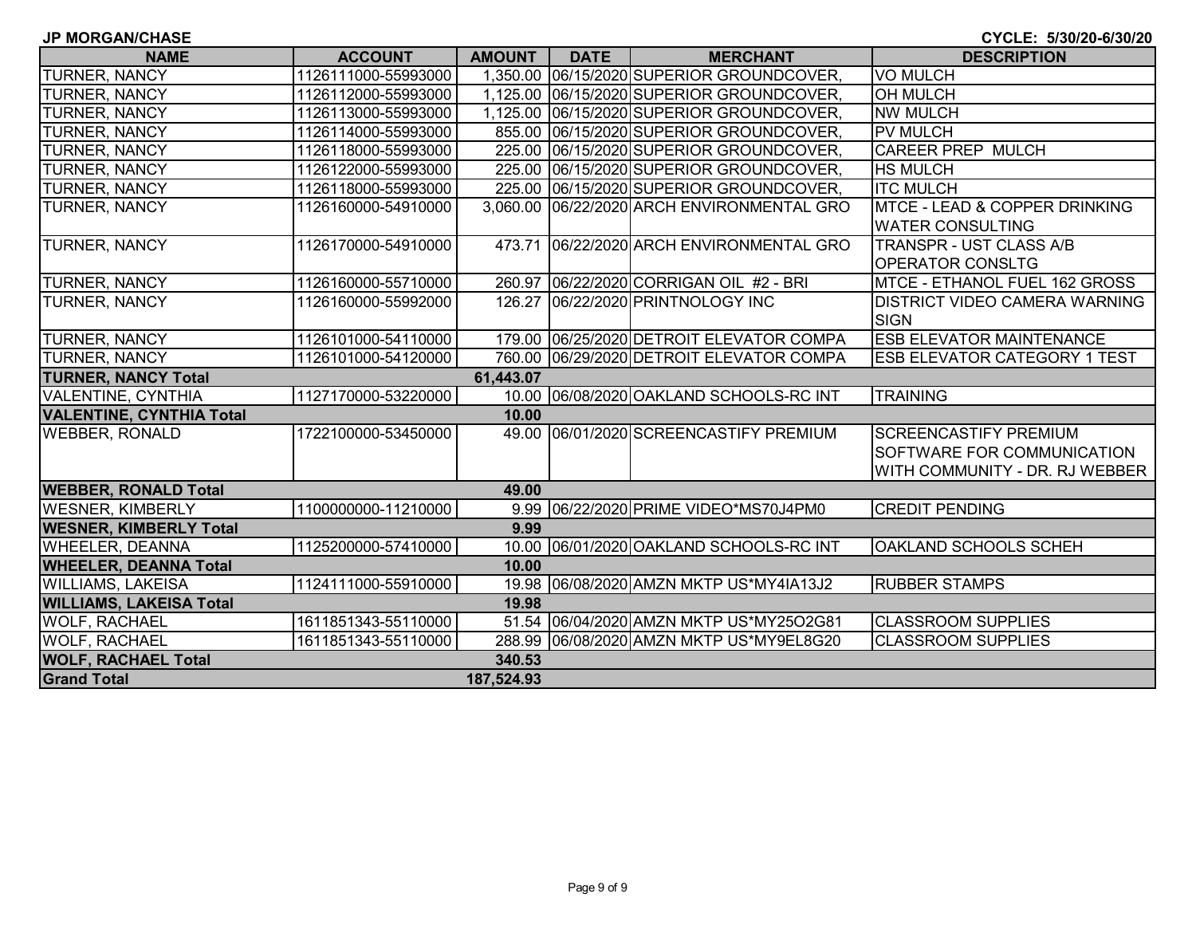**JP MORGAN/CHASE** **CYCLE: 5/30/20-6/30/20**

| NAME | ACCOUNT | AMOUNT | DATE | MERCHANT | DESCRIPTION |
|---|---|---|---|---|---|
| TURNER, NANCY | 1126111000-55993000 | 1,350.00 | 06/15/2020 | SUPERIOR GROUNDCOVER, | VO MULCH |
| TURNER, NANCY | 1126112000-55993000 | 1,125.00 | 06/15/2020 | SUPERIOR GROUNDCOVER, | OH MULCH |
| TURNER, NANCY | 1126113000-55993000 | 1,125.00 | 06/15/2020 | SUPERIOR GROUNDCOVER, | NW MULCH |
| TURNER, NANCY | 1126114000-55993000 | 855.00 | 06/15/2020 | SUPERIOR GROUNDCOVER, | PV MULCH |
| TURNER, NANCY | 1126118000-55993000 | 225.00 | 06/15/2020 | SUPERIOR GROUNDCOVER, | CAREER PREP MULCH |
| TURNER, NANCY | 1126122000-55993000 | 225.00 | 06/15/2020 | SUPERIOR GROUNDCOVER, | HS MULCH |
| TURNER, NANCY | 1126118000-55993000 | 225.00 | 06/15/2020 | SUPERIOR GROUNDCOVER, | ITC MULCH |
| TURNER, NANCY | 1126160000-54910000 | 3,060.00 | 06/22/2020 | ARCH ENVIRONMENTAL GRO | MTCE - LEAD & COPPER DRINKING WATER CONSULTING |
| TURNER, NANCY | 1126170000-54910000 | 473.71 | 06/22/2020 | ARCH ENVIRONMENTAL GRO | TRANSPR - UST CLASS A/B OPERATOR CONSLTG |
| TURNER, NANCY | 1126160000-55710000 | 260.97 | 06/22/2020 | CORRIGAN OIL #2 - BRI | MTCE - ETHANOL FUEL 162 GROSS |
| TURNER, NANCY | 1126160000-55992000 | 126.27 | 06/22/2020 | PRINTNOLOGY INC | DISTRICT VIDEO CAMERA WARNING SIGN |
| TURNER, NANCY | 1126101000-54110000 | 179.00 | 06/25/2020 | DETROIT ELEVATOR COMPA | ESB ELEVATOR MAINTENANCE |
| TURNER, NANCY | 1126101000-54120000 | 760.00 | 06/29/2020 | DETROIT ELEVATOR COMPA | ESB ELEVATOR CATEGORY 1 TEST |
| **TURNER, NANCY Total** | | **61,443.07** | | | |
| VALENTINE, CYNTHIA | 1127170000-53220000 | 10.00 | 06/08/2020 | OAKLAND SCHOOLS-RC INT | TRAINING |
| **VALENTINE, CYNTHIA Total** | | **10.00** | | | |
| WEBBER, RONALD | 1722100000-53450000 | 49.00 | 06/01/2020 | SCREENCASTIFY PREMIUM | SCREENCASTIFY PREMIUM SOFTWARE FOR COMMUNICATION WITH COMMUNITY - DR. RJ WEBBER |
| **WEBBER, RONALD Total** | | **49.00** | | | |
| WESNER, KIMBERLY | 1100000000-11210000 | 9.99 | 06/22/2020 | PRIME VIDEO*MS70J4PM0 | CREDIT PENDING |
| **WESNER, KIMBERLY Total** | | **9.99** | | | |
| WHEELER, DEANNA | 1125200000-57410000 | 10.00 | 06/01/2020 | OAKLAND SCHOOLS-RC INT | OAKLAND SCHOOLS SCHEH |
| **WHEELER, DEANNA Total** | | **10.00** | | | |
| WILLIAMS, LAKEISA | 1124111000-55910000 | 19.98 | 06/08/2020 | AMZN MKTP US*MY4IA13J2 | RUBBER STAMPS |
| **WILLIAMS, LAKEISA Total** | | **19.98** | | | |
| WOLF, RACHAEL | 1611851343-55110000 | 51.54 | 06/04/2020 | AMZN MKTP US*MY25O2G81 | CLASSROOM SUPPLIES |
| WOLF, RACHAEL | 1611851343-55110000 | 288.99 | 06/08/2020 | AMZN MKTP US*MY9EL8G20 | CLASSROOM SUPPLIES |
| **WOLF, RACHAEL Total** | | **340.53** | | | |
| **Grand Total** | | **187,524.93** | | | |